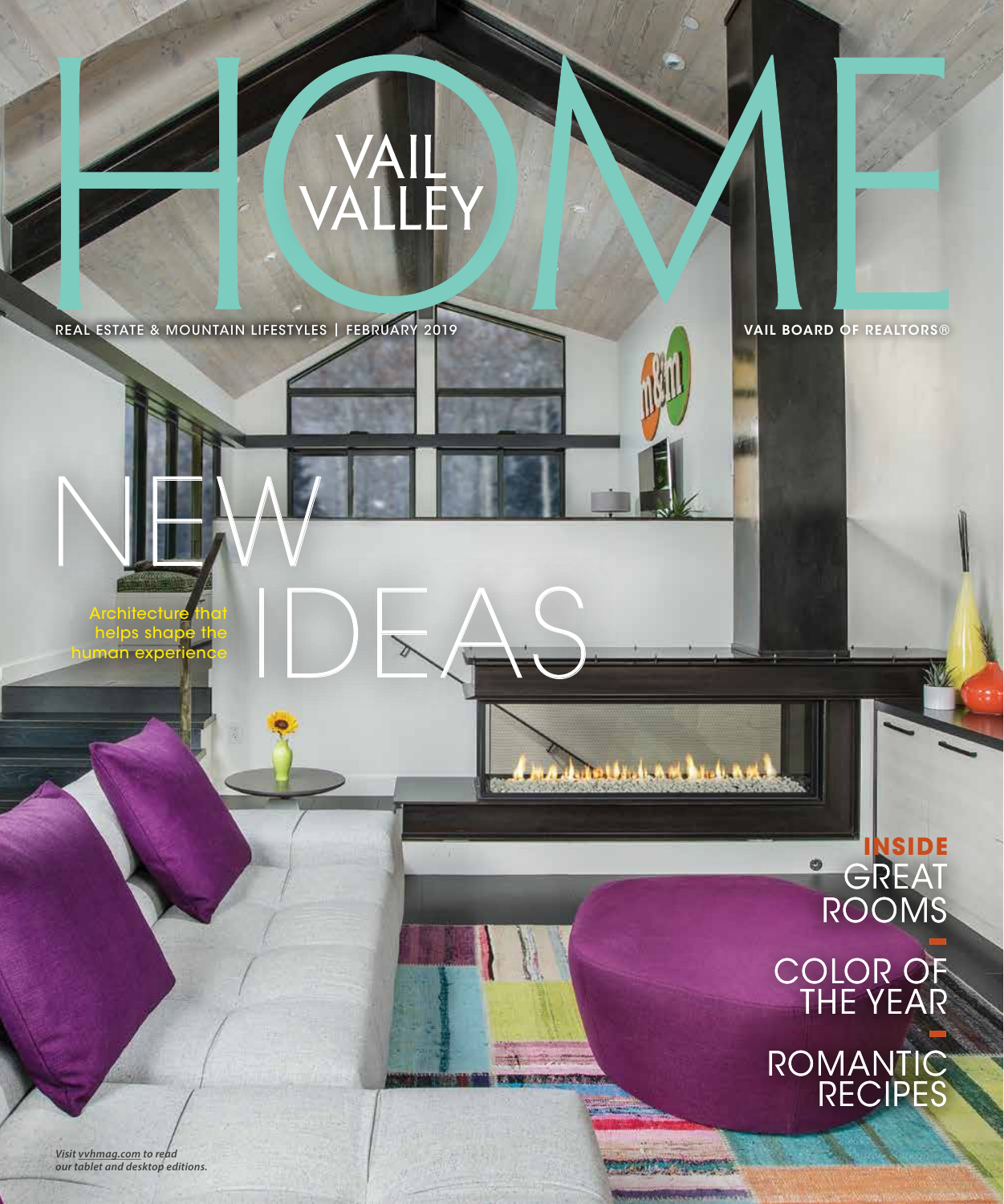# VAIL VALLEY HOME

REAL ESTATE & MOUNTAIN LIFESTYLES | FEBRUARY 2019

VAIL BOARD OF REALTORS®

## NEW IDEAS

Architecture that helps shape the human experience

**INSIDE**

GREAT ROOMS

COLOR OF THE YEAR

ROMANTIC RECIPES

*Visit vvhmag.com to read our tablet and desktop editions.*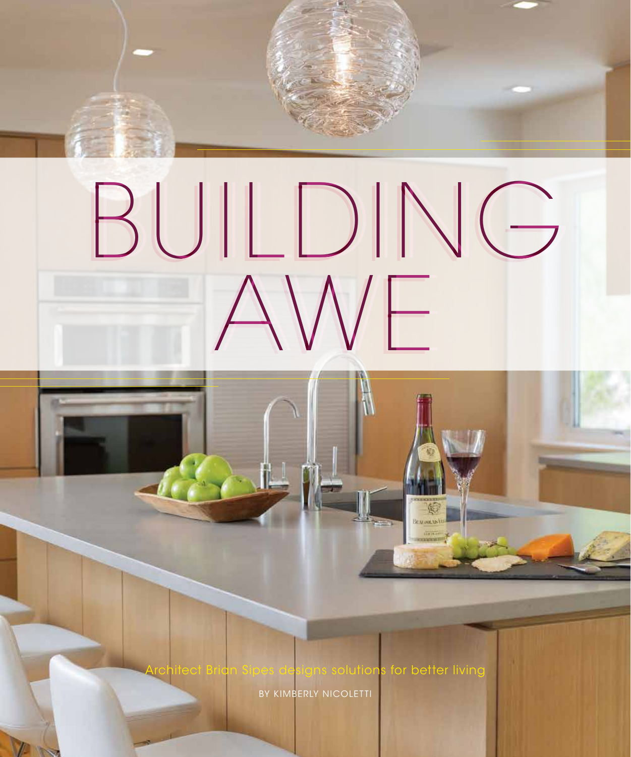# BUILDING AWE

Architect Brian Sipes designs solutions for better living

BY KIMBERLY NICOLETTI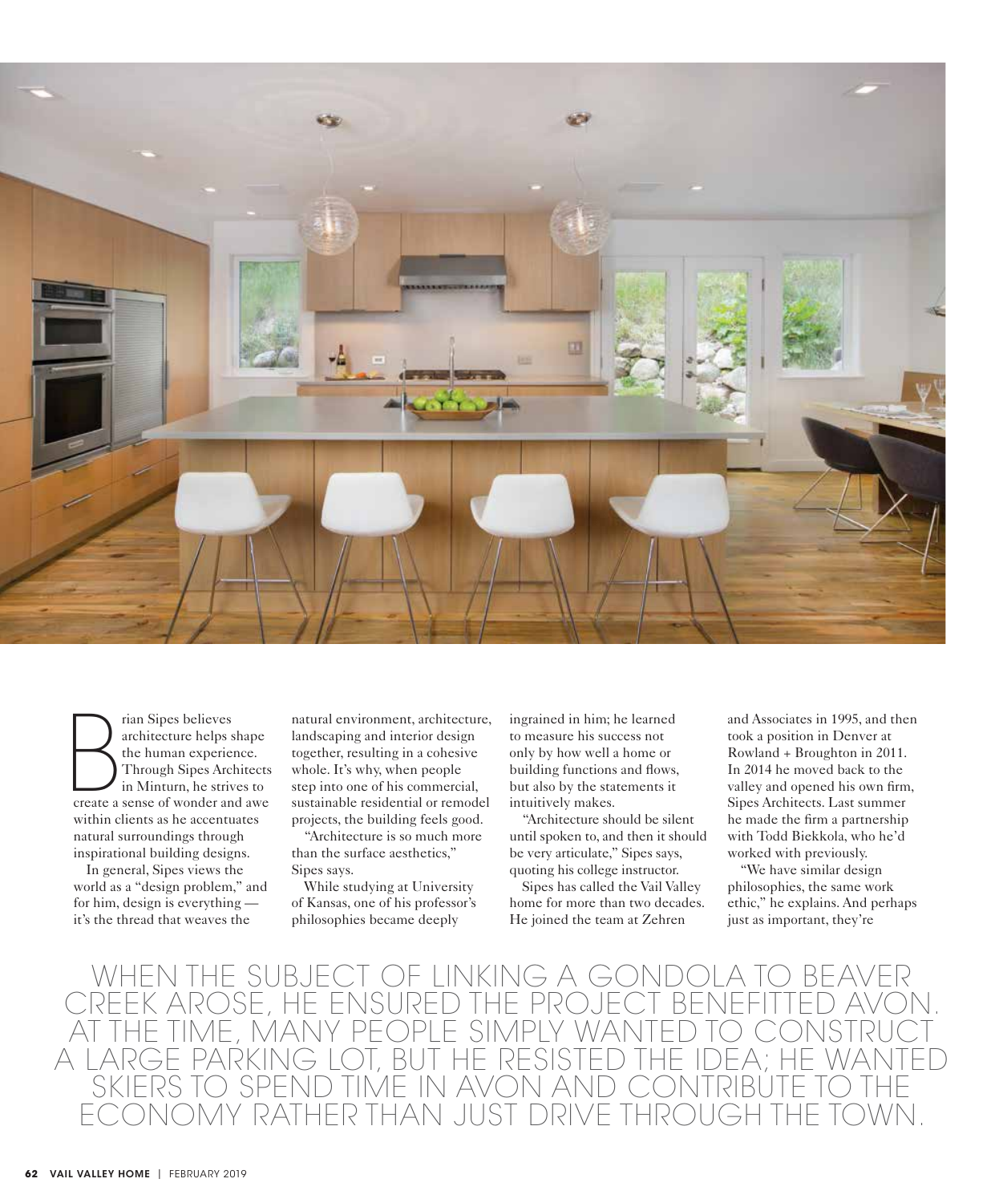Brian Sipes believes architecture helps shape the human experience. Through Sipes Architects in Minturn, he strives to create a sense of wonder and awe within clients as he accentuates natural surroundings through inspirational building designs.

In general, Sipes views the world as a "design problem," and for him, design is everything — it's the thread that weaves the natural environment, architecture, landscaping and interior design together, resulting in a cohesive whole. It's why, when people step into one of his commercial, sustainable residential or remodel projects, the building feels good.

"Architecture is so much more than the surface aesthetics," Sipes says.

While studying at University of Kansas, one of his professor's philosophies became deeply ingrained in him; he learned to measure his success not only by how well a home or building functions and flows, but also by the statements it intuitively makes.

"Architecture should be silent until spoken to, and then it should be very articulate," Sipes says, quoting his college instructor.

Sipes has called the Vail Valley home for more than two decades. He joined the team at Zehren and Associates in 1995, and then took a position in Denver at Rowland + Broughton in 2011. In 2014 he moved back to the valley and opened his own firm, Sipes Architects. Last summer he made the firm a partnership with Todd Biekkola, who he'd worked with previously.

"We have similar design philosophies, the same work ethic," he explains. And perhaps just as important, they're

WHEN THE SUBJECT OF LINKING A GONDOLA TO BEAVER CREEK AROSE, HE ENSURED THE PROJECT BENEFITTED AVON. AT THE TIME, MANY PEOPLE SIMPLY WANTED TO CONSTRUCT A LARGE PARKING LOT, BUT HE RESISTED THE IDEA; HE WANTED SKIERS TO SPEND TIME IN AVON AND CONTRIBUTE TO THE ECONOMY RATHER THAN JUST DRIVE THROUGH THE TOWN.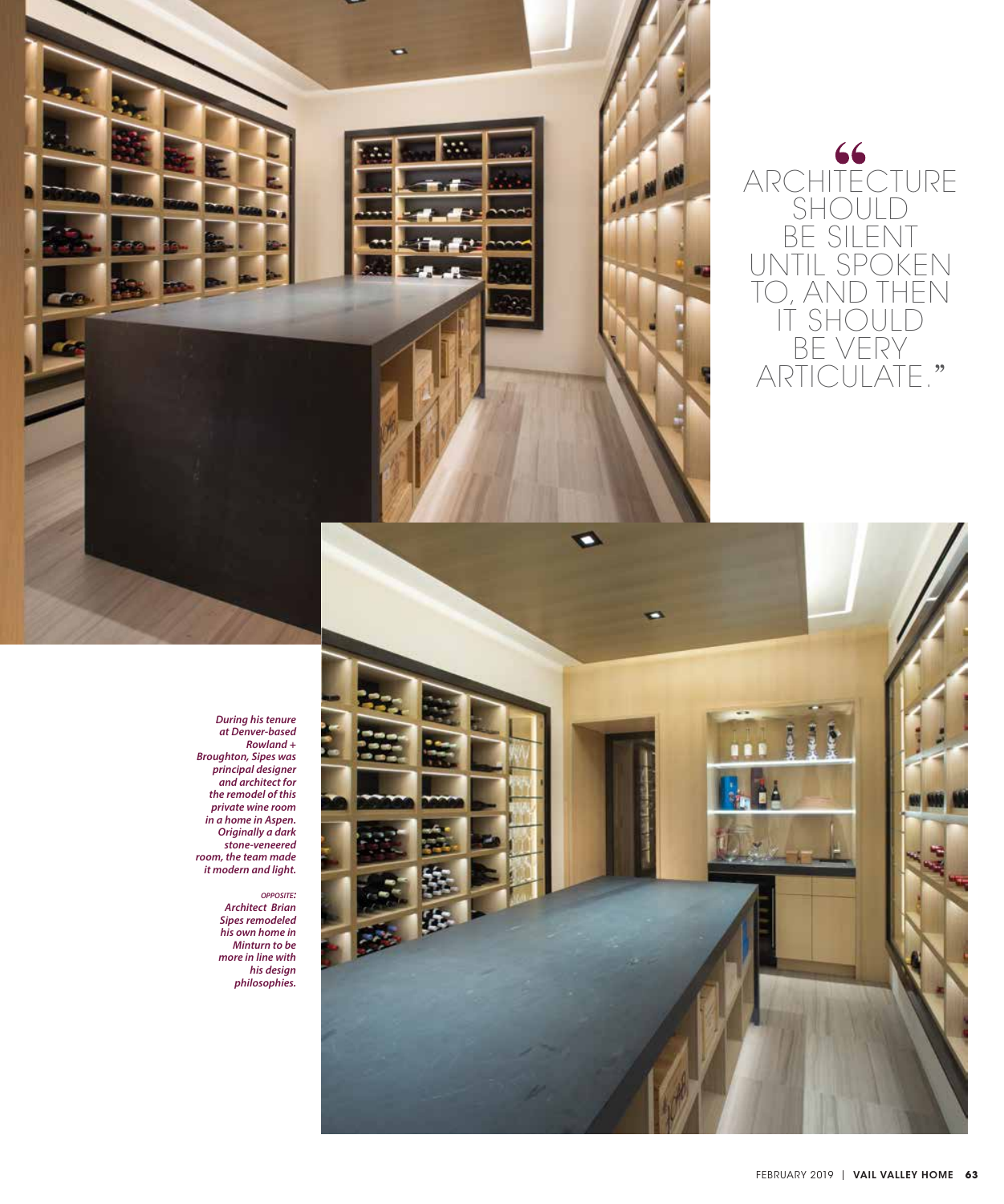> "Architecture should be silent until spoken to, and then it should be very articulate."

*During his tenure at Denver-based Rowland + Broughton, Sipes was principal designer and architect for the remodel of this private wine room in a home in Aspen. Originally a dark stone-veneered room, the team made it modern and light.*

***OPPOSITE:** Architect Brian Sipes remodeled his own home in Minturn to be more in line with his design philosophies.*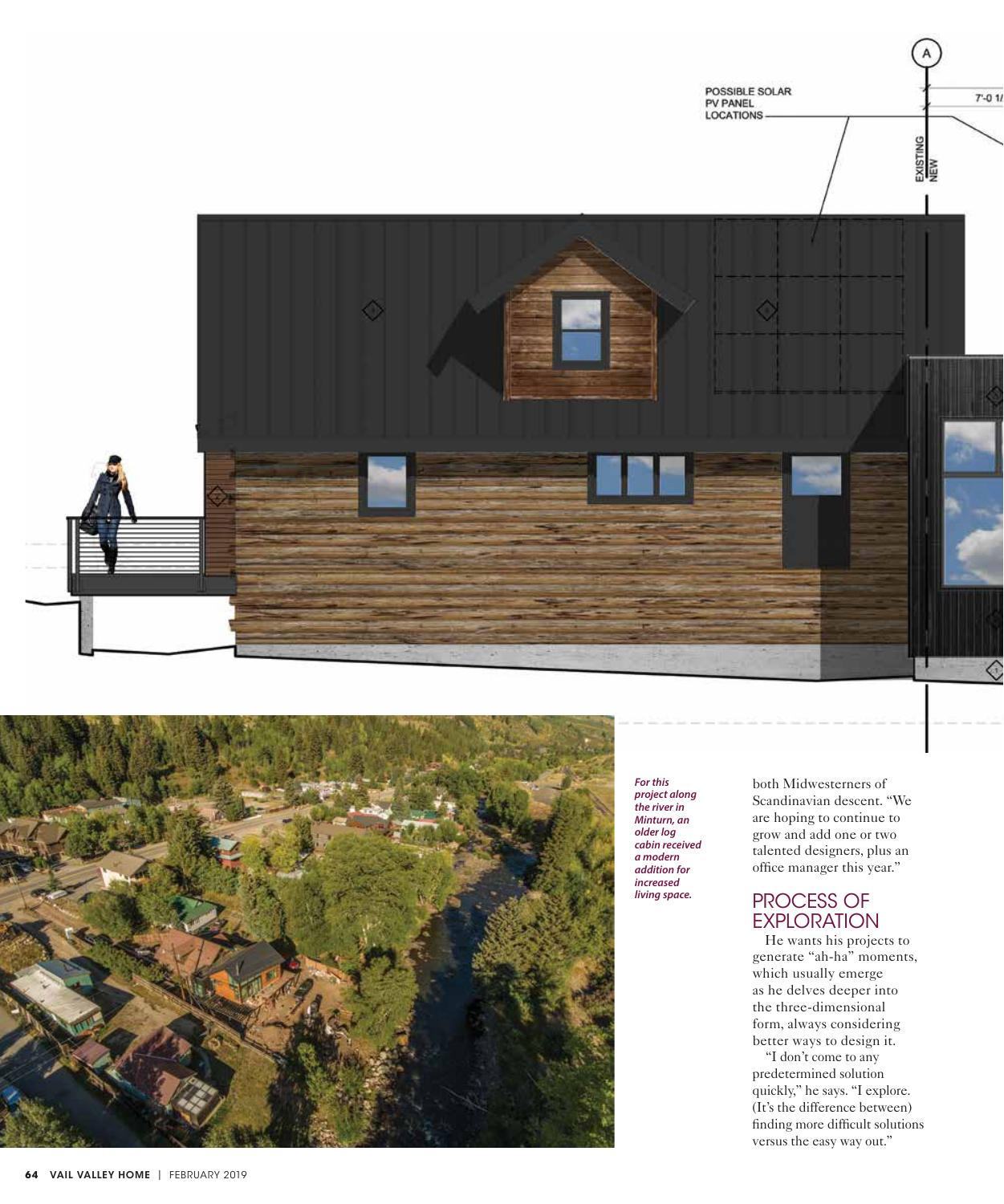*For this project along the river in Minturn, an older log cabin received a modern addition for increased living space.*

both Midwesterners of Scandinavian descent. "We are hoping to continue to grow and add one or two talented designers, plus an office manager this year."

## PROCESS OF EXPLORATION

He wants his projects to generate "ah-ha" moments, which usually emerge as he delves deeper into the three-dimensional form, always considering better ways to design it.

"I don't come to any predetermined solution quickly," he says. "I explore. (It's the difference between) finding more difficult solutions versus the easy way out."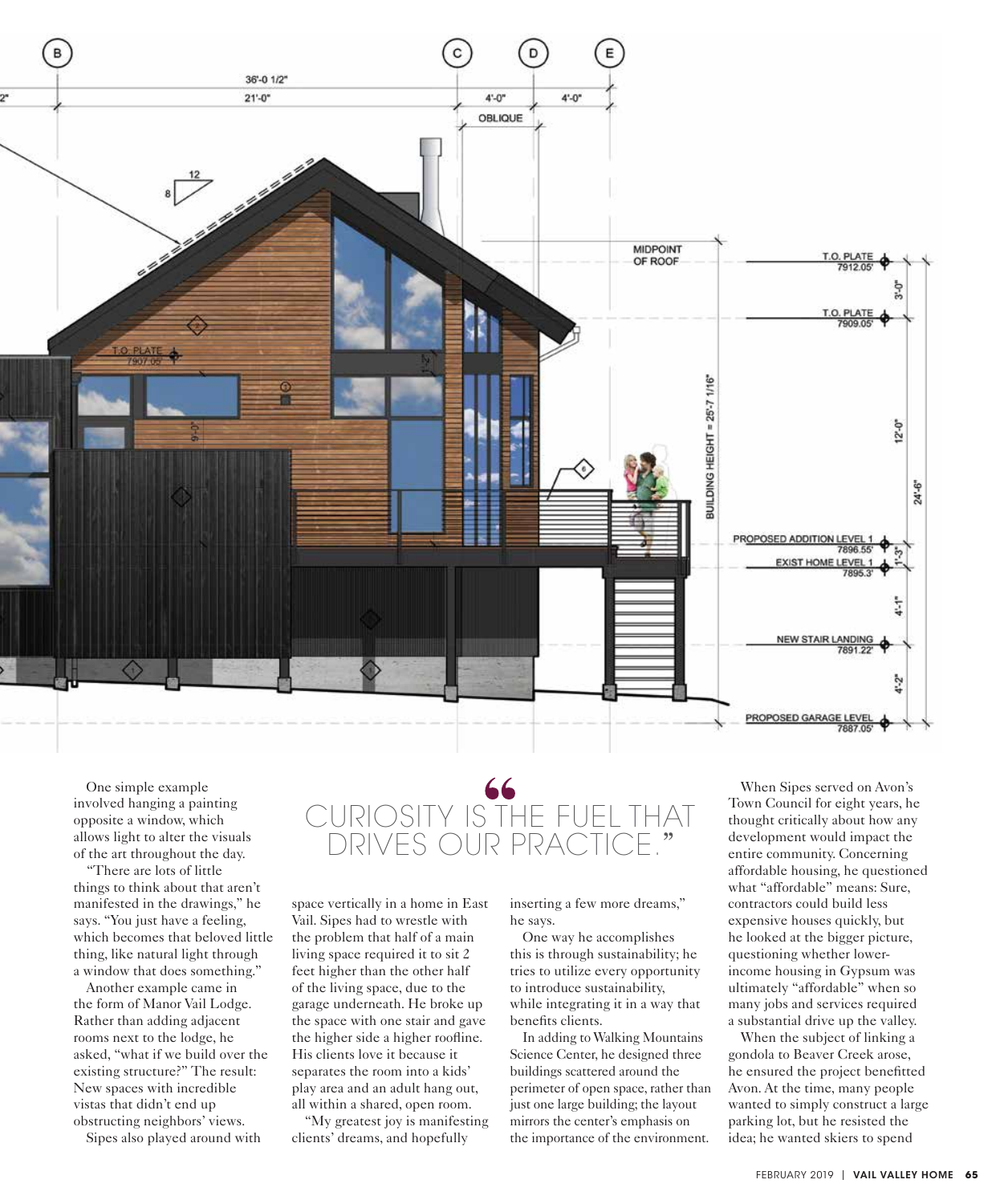One simple example involved hanging a painting opposite a window, which allows light to alter the visuals of the art throughout the day.

"There are lots of little things to think about that aren't manifested in the drawings," he says. "You just have a feeling, which becomes that beloved little thing, like natural light through a window that does something."

Another example came in the form of Manor Vail Lodge. Rather than adding adjacent rooms next to the lodge, he asked, "what if we build over the existing structure?" The result: New spaces with incredible vistas that didn't end up obstructing neighbors' views.

Sipes also played around with space vertically in a home in East Vail. Sipes had to wrestle with the problem that half of a main living space required it to sit 2 feet higher than the other half of the living space, due to the garage underneath. He broke up the space with one stair and gave the higher side a higher roofline. His clients love it because it separates the room into a kids' play area and an adult hang out, all within a shared, open room.

> "CURIOSITY IS THE FUEL THAT DRIVES OUR PRACTICE."

"My greatest joy is manifesting clients' dreams, and hopefully inserting a few more dreams," he says.

One way he accomplishes this is through sustainability; he tries to utilize every opportunity to introduce sustainability, while integrating it in a way that benefits clients.

In adding to Walking Mountains Science Center, he designed three buildings scattered around the perimeter of open space, rather than just one large building; the layout mirrors the center's emphasis on the importance of the environment.

When Sipes served on Avon's Town Council for eight years, he thought critically about how any development would impact the entire community. Concerning affordable housing, he questioned what "affordable" means: Sure, contractors could build less expensive houses quickly, but he looked at the bigger picture, questioning whether lower-income housing in Gypsum was ultimately "affordable" when so many jobs and services required a substantial drive up the valley.

When the subject of linking a gondola to Beaver Creek arose, he ensured the project benefitted Avon. At the time, many people wanted to simply construct a large parking lot, but he resisted the idea; he wanted skiers to spend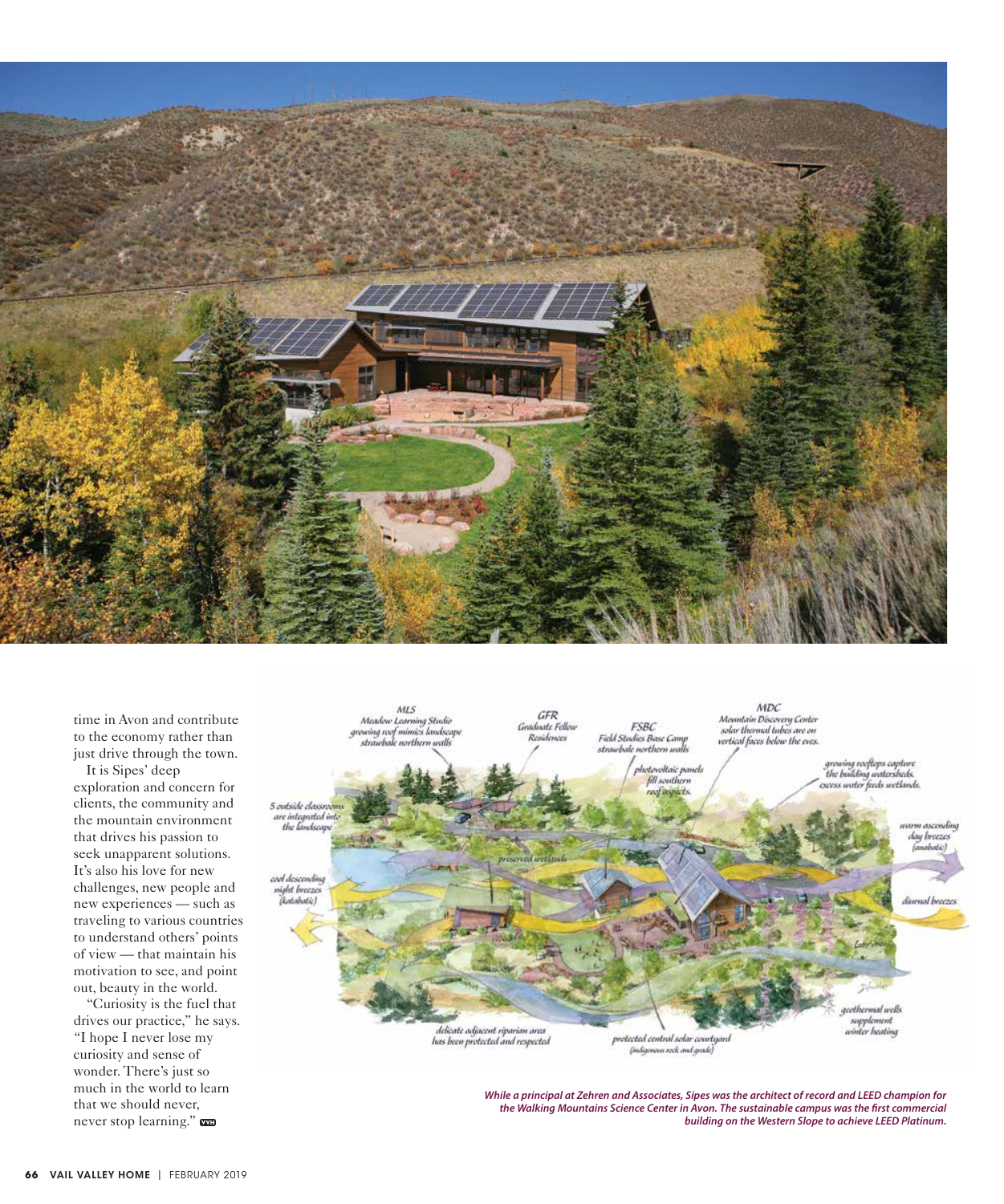time in Avon and contribute to the economy rather than just drive through the town.

It is Sipes' deep exploration and concern for clients, the community and the mountain environment that drives his passion to seek unapparent solutions. It's also his love for new challenges, new people and new experiences — such as traveling to various countries to understand others' points of view — that maintain his motivation to see, and point out, beauty in the world.

"Curiosity is the fuel that drives our practice," he says. "I hope I never lose my curiosity and sense of wonder. There's just so much in the world to learn that we should never, never stop learning."

MLS
Meadow Learning Studio
growing roof mimics landscape
strawbale northern walls

GFR
Graduate Fellow
Residences

FSBC
Field Studies Base Camp
strawbale northern walls

MDC
Mountain Discovery Center
solar thermal tubes are on
vertical faces below the eves.

photovoltaic panels
fill southern
roof aspects.

growing rooftops capture
the building watersheds.
excess water feeds wetlands.

5 outside classrooms
are integrated into
the landscape

preserved wetlands

warm ascending
day breezes
(anabatic)

cool descending
night breezes
(katabatic)

diurnal breezes

geothermal wells
supplement
winter heating

delicate adjacent riparian area
has been protected and respected

protected central solar courtyard
(indigenous rock and grade)

*While a principal at Zehren and Associates, Sipes was the architect of record and LEED champion for the Walking Mountains Science Center in Avon. The sustainable campus was the first commercial building on the Western Slope to achieve LEED Platinum.*